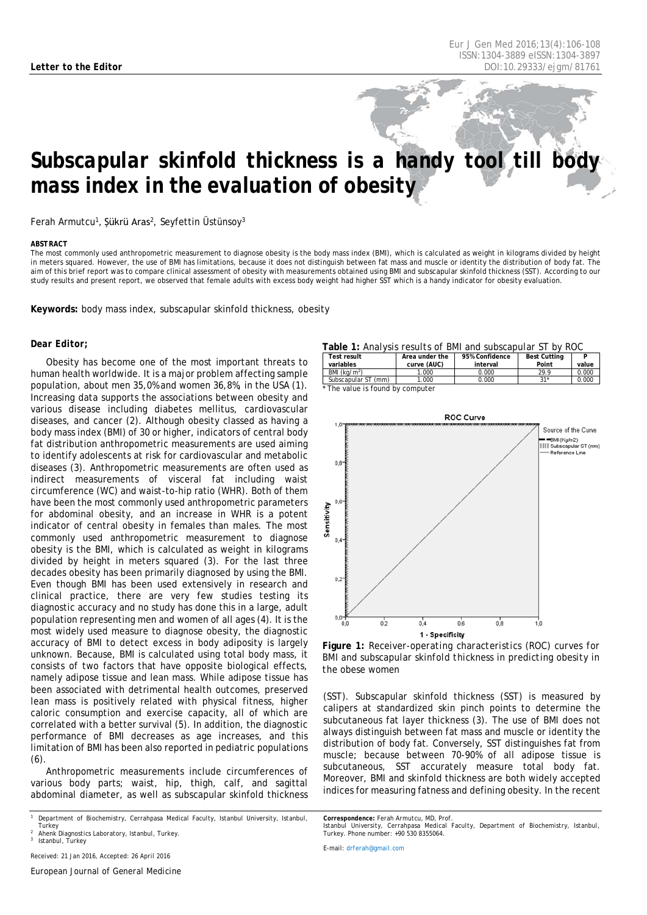**Letter to the Editor**

# Subscapular skinfold thickness is a handy tool till body mass index in the evaluation of obesity

Ferah Armutcu[1], Şükrü Aras[2], Seyfettin Üstünsoy[3]

**ABSTRACT**

The most commonly used anthropometric measurement to diagnose obesity is the body mass index (BMI), which is calculated as weight in kilograms divided by height in meters squared. However, the use of BMI has limitations, because it does not distinguish between fat mass and muscle or identity the distribution of body fat. The aim of this brief report was to compare clinical assessment of obesity with measurements obtained using BMI and subscapular skinfold thickness (SST). According to our study results and present report, we observed that female adults with excess body weight had higher SST which is a handy indicator for obesity evaluation.

**Keywords:** body mass index, subscapular skinfold thickness, obesity

**Dear Editor;**

Obesity has become one of the most important threats to human health worldwide. It is a major problem affecting sample population, about men 35,0% and women 36,8%, in the USA (1). Increasing data supports the associations between obesity and various disease including diabetes mellitus, cardiovascular diseases, and cancer (2). Although obesity classed as having a body mass index (BMI) of 30 or higher, indicators of central body fat distribution anthropometric measurements are used aiming to identify adolescents at risk for cardiovascular and metabolic diseases (3). Anthropometric measurements are often used as indirect measurements of visceral fat including waist circumference (WC) and waist-to-hip ratio (WHR). Both of them have been the most commonly used anthropometric parameters for abdominal obesity, and an increase in WHR is a potent indicator of central obesity in females than males. The most commonly used anthropometric measurement to diagnose obesity is the BMI, which is calculated as weight in kilograms divided by height in meters squared (3). For the last three decades obesity has been primarily diagnosed by using the BMI. Even though BMI has been used extensively in research and clinical practice, there are very few studies testing its diagnostic accuracy and no study has done this in a large, adult population representing men and women of all ages (4). It is the most widely used measure to diagnose obesity, the diagnostic accuracy of BMI to detect excess in body adiposity is largely unknown. Because, BMI is calculated using total body mass, it consists of two factors that have opposite biological effects, namely adipose tissue and lean mass. While adipose tissue has been associated with detrimental health outcomes, preserved lean mass is positively related with physical fitness, higher caloric consumption and exercise capacity, all of which are correlated with a better survival (5). In addition, the diagnostic performance of BMI decreases as age increases, and this limitation of BMI has been also reported in pediatric populations (6).

Anthropometric measurements include circumferences of various body parts; waist, hip, thigh, calf, and sagittal abdominal diameter, as well as subscapular skinfold thickness (SST). Subscapular skinfold thickness (SST) is measured by calipers at standardized skin pinch points to determine the subcutaneous fat layer thickness (3). The use of BMI does not always distinguish between fat mass and muscle or identity the distribution of body fat. Conversely, SST distinguishes fat from muscle; because between 70-90% of all adipose tissue is subcutaneous, SST accurately measure total body fat. Moreover, BMI and skinfold thickness are both widely accepted indices for measuring fatness and defining obesity. In the recent

**Table 1:** Analysis results of BMI and subscapular ST by ROC

| Test result variables | Area under the curve (AUC) | 95% Confidence interval | Best Cutting Point | P value |
|---|---|---|---|---|
| BMI (kg/m$^2$) | 1.000 | 0.000 | 29.9 | 0.000 |
| Subscapular ST (mm) | 1.000 | 0.000 | 31* | 0.000 |

*The value is found by computer

**Figure 1:** Receiver-operating characteristics (ROC) curves for BMI and subscapular skinfold thickness in predicting obesity in the obese women

---

[1] Department of Biochemistry, Cerrahpasa Medical Faculty, Istanbul University, Istanbul, Turkey
[2] Ahenk Diagnostics Laboratory, Istanbul, Turkey.
[3] Istanbul, Turkey

Received: 21 Jan 2016, Accepted: 26 April 2016

**Correspondence:** Ferah Armutcu, MD, Prof.
Istanbul University, Cerrahpasa Medical Faculty, Department of Biochemistry, Istanbul, Turkey. Phone number: +90 530 8355064.

E-mail: drferah@gmail.com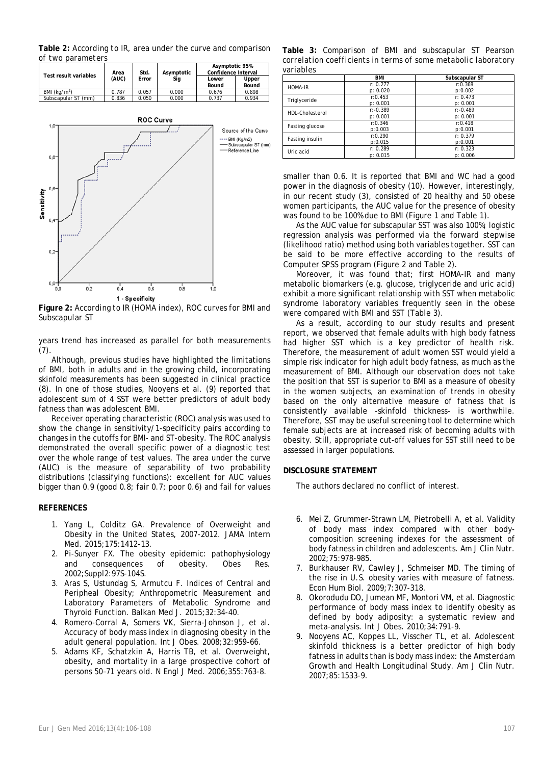**Table 2:** According to IR, area under the curve and comparison of two parameters

| Test result variables | Area (AUC) | Std. Error | Asymptotic Sig | Asymptotic 95% Confidence Interval | |
|---|---|---|---|---|---|
| | | | | Lower Bound | Upper Bound |
| BMI (kg/m$^2$) | 0.787 | 0.057 | 0.000 | 0.676 | 0.898 |
| Subscapular ST (mm) | 0.836 | 0.050 | 0.000 | 0.737 | 0.934 |

**Figure 2:** According to IR (HOMA index), ROC curves for BMI and Subscapular ST

years trend has increased as parallel for both measurements (7).

Although, previous studies have highlighted the limitations of BMI, both in adults and in the growing child, incorporating skinfold measurements has been suggested in clinical practice (8). In one of those studies, Nooyens et al. (9) reported that adolescent sum of 4 SST were better predictors of adult body fatness than was adolescent BMI.

Receiver operating characteristic (ROC) analysis was used to show the change in sensitivity/1-specificity pairs according to changes in the cutoffs for BMI- and ST-obesity. The ROC analysis demonstrated the overall specific power of a diagnostic test over the whole range of test values. The area under the curve (AUC) is the measure of separability of two probability distributions (classifying functions): excellent for AUC values bigger than 0.9 (good 0.8; fair 0.7; poor 0.6) and fail for values smaller than 0.6. It is reported that BMI and WC had a good power in the diagnosis of obesity (10). However, interestingly, in our recent study (3), consisted of 20 healthy and 50 obese women participants, the AUC value for the presence of obesity was found to be 100% due to BMI (Figure 1 and Table 1).

As the AUC value for subscapular SST was also 100%, logistic regression analysis was performed via the forward stepwise (likelihood ratio) method using both variables together. SST can be said to be more effective according to the results of Computer SPSS program (Figure 2 and Table 2).

Moreover, it was found that; first HOMA-IR and many metabolic biomarkers (e.g. glucose, triglyceride and uric acid) exhibit a more significant relationship with SST when metabolic syndrome laboratory variables frequently seen in the obese were compared with BMI and SST (Table 3).

As a result, according to our study results and present report, we observed that female adults with high body fatness had higher SST which is a key predictor of health risk. Therefore, the measurement of adult women SST would yield a simple risk indicator for high adult body fatness, as much as the measurement of BMI. Although our observation does not take the position that SST is superior to BMI as a measure of obesity in the women subjects, an examination of trends in obesity based on the only alternative measure of fatness that is consistently available -skinfold thickness- is worthwhile. Therefore, SST may be useful screening tool to determine which female subjects are at increased risk of becoming adults with obesity. Still, appropriate cut-off values for SST still need to be assessed in larger populations.

**Table 3:** Comparison of BMI and subscapular ST Pearson correlation coefficients in terms of some metabolic laboratory variables

| | BMI | Subscapular ST |
|---|---|---|
| HOMA-IR | r: 0.277<br>p: 0.020 | r: 0.368<br>p: 0.002 |
| Triglyceride | r: 0.453<br>p: 0.001 | r: 0.473<br>p: 0.001 |
| HDL-Cholesterol | r: -0.389<br>p: 0.001 | r: -0.489<br>p: 0.001 |
| Fasting glucose | r: 0.346<br>p: 0.003 | r: 0.418<br>p: 0.001 |
| Fasting insulin | r: 0.290<br>p: 0.015 | r: 0.379<br>p: 0.001 |
| Uric acid | r: 0.289<br>p: 0.015 | r: 0.323<br>p: 0.006 |

## DISCLOSURE STATEMENT

The authors declared no conflict of interest.

## REFERENCES

1. Yang L, Colditz GA. Prevalence of Overweight and Obesity in the United States, 2007-2012. JAMA Intern Med. 2015;175:1412-13.
2. Pi-Sunyer FX. The obesity epidemic: pathophysiology and consequences of obesity. Obes Res. 2002;Suppl2:97S-104S.
3. Aras S, Ustundag S, Armutcu F. Indices of Central and Peripheal Obesity; Anthropometric Measurement and Laboratory Parameters of Metabolic Syndrome and Thyroid Function. Balkan Med J. 2015;32:34-40.
4. Romero-Corral A, Somers VK, Sierra-Johnson J, et al. Accuracy of body mass index in diagnosing obesity in the adult general population. Int J Obes. 2008;32:959-66.
5. Adams KF, Schatzkin A, Harris TB, et al. Overweight, obesity, and mortality in a large prospective cohort of persons 50–71 years old. N Engl J Med. 2006;355:763-8.
6. Mei Z, Grummer-Strawn LM, Pietrobelli A, et al. Validity of body mass index compared with other body-composition screening indexes for the assessment of body fatness in children and adolescents. Am J Clin Nutr. 2002;75:978-985.
7. Burkhauser RV, Cawley J, Schmeiser MD. The timing of the rise in U.S. obesity varies with measure of fatness. Econ Hum Biol. 2009;7:307-318.
8. Okorodudu DO, Jumean MF, Montori VM, et al. Diagnostic performance of body mass index to identify obesity as defined by body adiposity: a systematic review and meta-analysis. Int J Obes. 2010;34:791-9.
9. Nooyens AC, Koppes LL, Visscher TL, et al. Adolescent skinfold thickness is a better predictor of high body fatness in adults than is body mass index: the Amsterdam Growth and Health Longitudinal Study. Am J Clin Nutr. 2007;85:1533-9.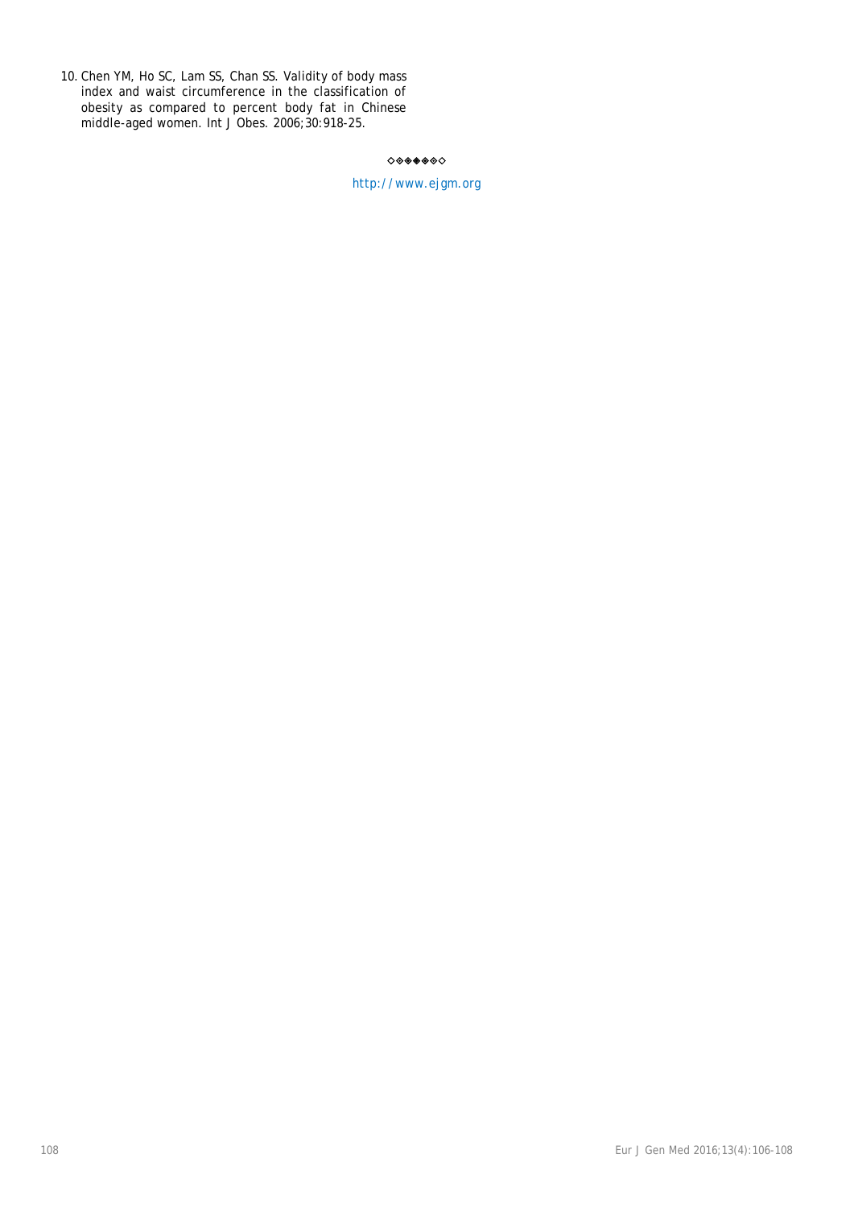10. Chen YM, Ho SC, Lam SS, Chan SS. Validity of body mass index and waist circumference in the classification of obesity as compared to percent body fat in Chinese middle-aged women. Int J Obes. 2006;30:918-25.

◇◈◈◆◈◈◇

http://www.ejgm.org